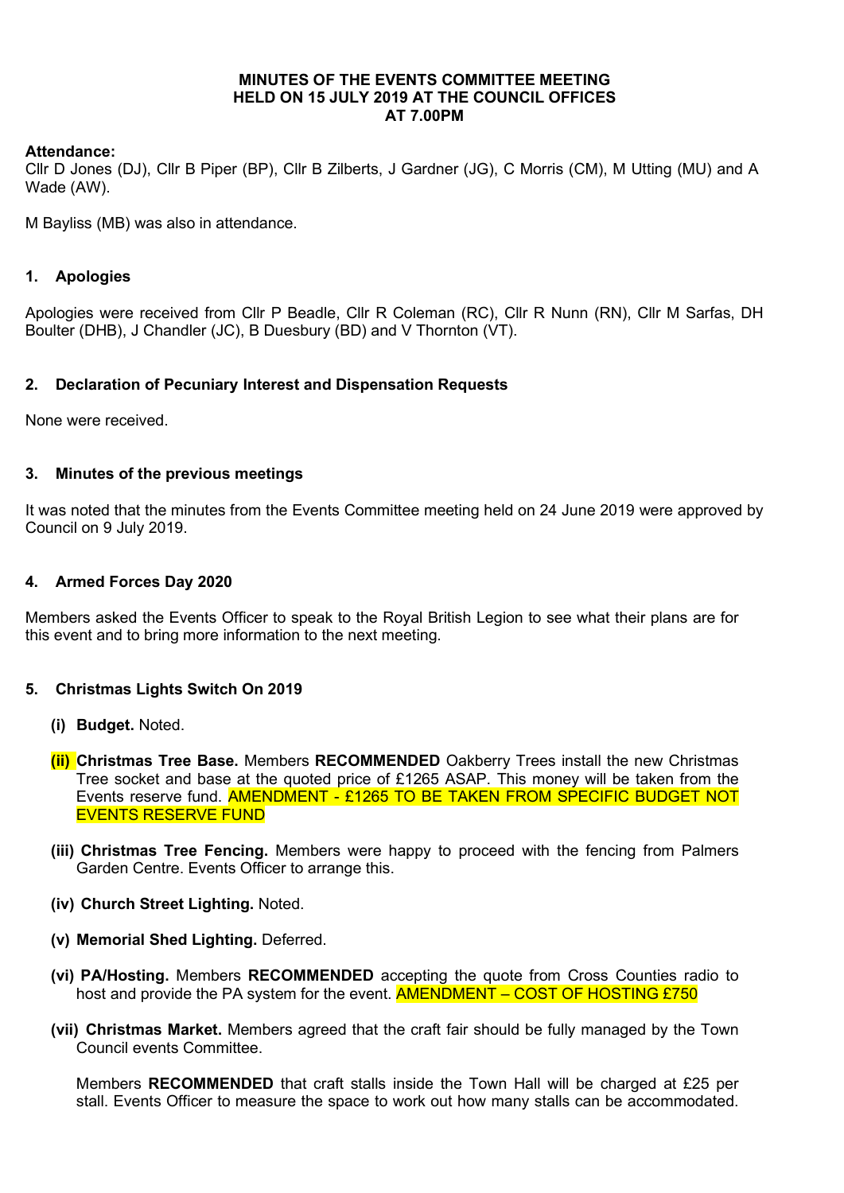**MINUTES OF THE EVENTS COMMITTEE MEETING HELD ON 15 JULY 2019 AT THE COUNCIL OFFICES AT 7.00PM**

**Attendance:**
Cllr D Jones (DJ), Cllr B Piper (BP), Cllr B Zilberts, J Gardner (JG), C Morris (CM), M Utting (MU) and A Wade (AW).

M Bayliss (MB) was also in attendance.

## 1. Apologies

Apologies were received from Cllr P Beadle, Cllr R Coleman (RC), Cllr R Nunn (RN), Cllr M Sarfas, DH Boulter (DHB), J Chandler (JC), B Duesbury (BD) and V Thornton (VT).

## 2. Declaration of Pecuniary Interest and Dispensation Requests

None were received.

## 3. Minutes of the previous meetings

It was noted that the minutes from the Events Committee meeting held on 24 June 2019 were approved by Council on 9 July 2019.

## 4. Armed Forces Day 2020

Members asked the Events Officer to speak to the Royal British Legion to see what their plans are for this event and to bring more information to the next meeting.

## 5. Christmas Lights Switch On 2019

(i) **Budget.** Noted.

(ii) **Christmas Tree Base.** Members **RECOMMENDED** Oakberry Trees install the new Christmas Tree socket and base at the quoted price of £1265 ASAP. This money will be taken from the Events reserve fund. AMENDMENT - £1265 TO BE TAKEN FROM SPECIFIC BUDGET NOT EVENTS RESERVE FUND

(iii) **Christmas Tree Fencing.** Members were happy to proceed with the fencing from Palmers Garden Centre. Events Officer to arrange this.

(iv) **Church Street Lighting.** Noted.

(v) **Memorial Shed Lighting.** Deferred.

(vi) **PA/Hosting.** Members **RECOMMENDED** accepting the quote from Cross Counties radio to host and provide the PA system for the event. AMENDMENT – COST OF HOSTING £750

(vii) **Christmas Market.** Members agreed that the craft fair should be fully managed by the Town Council events Committee.

Members **RECOMMENDED** that craft stalls inside the Town Hall will be charged at £25 per stall. Events Officer to measure the space to work out how many stalls can be accommodated.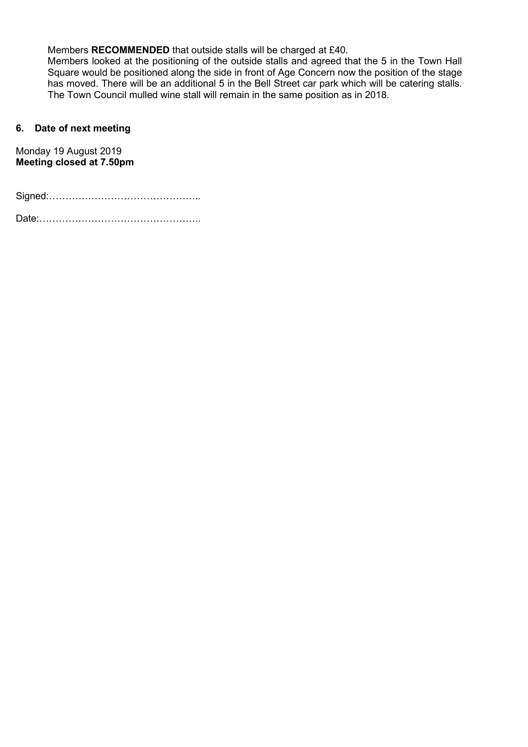Members **RECOMMENDED** that outside stalls will be charged at £40.
Members looked at the positioning of the outside stalls and agreed that the 5 in the Town Hall Square would be positioned along the side in front of Age Concern now the position of the stage has moved. There will be an additional 5 in the Bell Street car park which will be catering stalls. The Town Council mulled wine stall will remain in the same position as in 2018.

## 6. Date of next meeting

Monday 19 August 2019
**Meeting closed at 7.50pm**

Signed:………………………………………..

Date:…………………………………………..